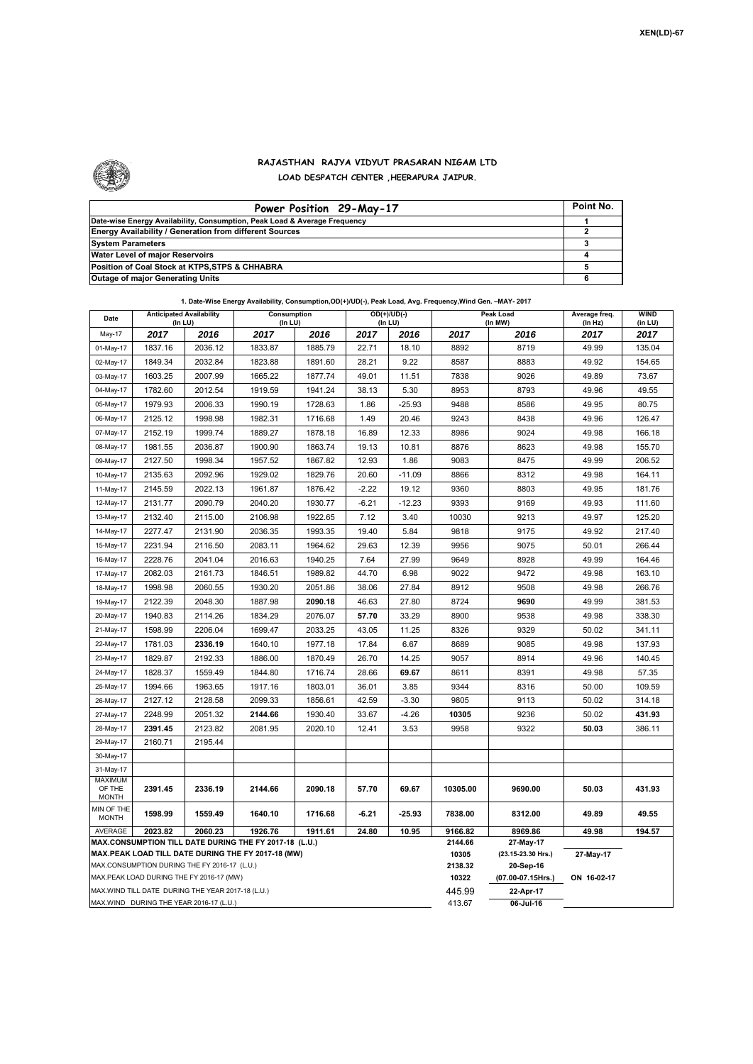XEN(LD)-67

# RAJASTHAN RAJYA VIDYUT PRASARAN NIGAM LTD

## LOAD DESPATCH CENTER ,HEERAPURA JAIPUR.

| Power Position 29-May-17 | Point No. |
|---|---|
| Date-wise Energy Availability, Consumption, Peak Load & Average Frequency | 1 |
| Energy Availability / Generation from different Sources | 2 |
| System Parameters | 3 |
| Water Level of major Reservoirs | 4 |
| Position of Coal Stock at KTPS,STPS & CHHABRA | 5 |
| Outage of major Generating Units | 6 |

**1. Date-Wise Energy Availability, Consumption,OD(+)/UD(-), Peak Load, Avg. Frequency,Wind Gen. –MAY- 2017**

| Date | Anticipated Availability (In LU) | | Consumption (In LU) | | OD(+)/UD(-) (In LU) | | Peak Load (In MW) | | Average freq. (In Hz) | WIND (in LU) |
|---|---|---|---|---|---|---|---|---|---|---|
| May-17 | 2017 | 2016 | 2017 | 2016 | 2017 | 2016 | 2017 | 2016 | 2017 | 2017 |
| 01-May-17 | 1837.16 | 2036.12 | 1833.87 | 1885.79 | 22.71 | 18.10 | 8892 | 8719 | 49.99 | 135.04 |
| 02-May-17 | 1849.34 | 2032.84 | 1823.88 | 1891.60 | 28.21 | 9.22 | 8587 | 8883 | 49.92 | 154.65 |
| 03-May-17 | 1603.25 | 2007.99 | 1665.22 | 1877.74 | 49.01 | 11.51 | 7838 | 9026 | 49.89 | 73.67 |
| 04-May-17 | 1782.60 | 2012.54 | 1919.59 | 1941.24 | 38.13 | 5.30 | 8953 | 8793 | 49.96 | 49.55 |
| 05-May-17 | 1979.93 | 2006.33 | 1990.19 | 1728.63 | 1.86 | -25.93 | 9488 | 8586 | 49.95 | 80.75 |
| 06-May-17 | 2125.12 | 1998.98 | 1982.31 | 1716.68 | 1.49 | 20.46 | 9243 | 8438 | 49.96 | 126.47 |
| 07-May-17 | 2152.19 | 1999.74 | 1889.27 | 1878.18 | 16.89 | 12.33 | 8986 | 9024 | 49.98 | 166.18 |
| 08-May-17 | 1981.55 | 2036.87 | 1900.90 | 1863.74 | 19.13 | 10.81 | 8876 | 8623 | 49.98 | 155.70 |
| 09-May-17 | 2127.50 | 1998.34 | 1957.52 | 1867.82 | 12.93 | 1.86 | 9083 | 8475 | 49.99 | 206.52 |
| 10-May-17 | 2135.63 | 2092.96 | 1929.02 | 1829.76 | 20.60 | -11.09 | 8866 | 8312 | 49.98 | 164.11 |
| 11-May-17 | 2145.59 | 2022.13 | 1961.87 | 1876.42 | -2.22 | 19.12 | 9360 | 8803 | 49.95 | 181.76 |
| 12-May-17 | 2131.77 | 2090.79 | 2040.20 | 1930.77 | -6.21 | -12.23 | 9393 | 9169 | 49.93 | 111.60 |
| 13-May-17 | 2132.40 | 2115.00 | 2106.98 | 1922.65 | 7.12 | 3.40 | 10030 | 9213 | 49.97 | 125.20 |
| 14-May-17 | 2277.47 | 2131.90 | 2036.35 | 1993.35 | 19.40 | 5.84 | 9818 | 9175 | 49.92 | 217.40 |
| 15-May-17 | 2231.94 | 2116.50 | 2083.11 | 1964.62 | 29.63 | 12.39 | 9956 | 9075 | 50.01 | 266.44 |
| 16-May-17 | 2228.76 | 2041.04 | 2016.63 | 1940.25 | 7.64 | 27.99 | 9649 | 8928 | 49.99 | 164.46 |
| 17-May-17 | 2082.03 | 2161.73 | 1846.51 | 1989.82 | 44.70 | 6.98 | 9022 | 9472 | 49.98 | 163.10 |
| 18-May-17 | 1998.98 | 2060.55 | 1930.20 | 2051.86 | 38.06 | 27.84 | 8912 | 9508 | 49.98 | 266.76 |
| 19-May-17 | 2122.39 | 2048.30 | 1887.98 | **2090.18** | 46.63 | 27.80 | 8724 | **9690** | 49.99 | 381.53 |
| 20-May-17 | 1940.83 | 2114.26 | 1834.29 | 2076.07 | **57.70** | 33.29 | 8900 | 9538 | 49.98 | 338.30 |
| 21-May-17 | 1598.99 | 2206.04 | 1699.47 | 2033.25 | 43.05 | 11.25 | 8326 | 9329 | 50.02 | 341.11 |
| 22-May-17 | 1781.03 | **2336.19** | 1640.10 | 1977.18 | 17.84 | 6.67 | 8689 | 9085 | 49.98 | 137.93 |
| 23-May-17 | 1829.87 | 2192.33 | 1886.00 | 1870.49 | 26.70 | 14.25 | 9057 | 8914 | 49.96 | 140.45 |
| 24-May-17 | 1828.37 | 1559.49 | 1844.80 | 1716.74 | 28.66 | **69.67** | 8611 | 8391 | 49.98 | 57.35 |
| 25-May-17 | 1994.66 | 1963.65 | 1917.16 | 1803.01 | 36.01 | 3.85 | 9344 | 8316 | 50.00 | 109.59 |
| 26-May-17 | 2127.12 | 2128.58 | 2099.33 | 1856.61 | 42.59 | -3.30 | 9805 | 9113 | 50.02 | 314.18 |
| 27-May-17 | 2248.99 | 2051.32 | **2144.66** | 1930.40 | 33.67 | -4.26 | **10305** | 9236 | 50.02 | **431.93** |
| 28-May-17 | **2391.45** | 2123.82 | 2081.95 | 2020.10 | 12.41 | 3.53 | 9958 | 9322 | **50.03** | 386.11 |
| 29-May-17 | 2160.71 | 2195.44 | | | | | | | | |
| 30-May-17 | | | | | | | | | | |
| 31-May-17 | | | | | | | | | | |
| MAXIMUM OF THE MONTH | 2391.45 | 2336.19 | 2144.66 | 2090.18 | 57.70 | 69.67 | 10305.00 | 9690.00 | 50.03 | 431.93 |
| MIN OF THE MONTH | 1598.99 | 1559.49 | 1640.10 | 1716.68 | -6.21 | -25.93 | 7838.00 | 8312.00 | 49.89 | 49.55 |
| AVERAGE | 2023.82 | 2060.23 | 1926.76 | 1911.61 | 24.80 | 10.95 | 9166.82 | 8969.86 | 49.98 | 194.57 |
| MAX.CONSUMPTION TILL DATE DURING THE FY 2017-18 (L.U.) | | | | | | | 2144.66 | 27-May-17 | | |
| MAX.PEAK LOAD TILL DATE DURING THE FY 2017-18 (MW) | | | | | | | 10305 | (23.15-23.30 Hrs.) | 27-May-17 | |
| MAX.CONSUMPTION DURING THE FY 2016-17 (L.U.) | | | | | | | 2138.32 | 20-Sep-16 | | |
| MAX.PEAK LOAD DURING THE FY 2016-17 (MW) | | | | | | | 10322 | (07.00-07.15Hrs.) | ON 16-02-17 | |
| MAX.WIND TILL DATE DURING THE YEAR 2017-18 (L.U.) | | | | | | | 445.99 | 22-Apr-17 | | |
| MAX.WIND DURING THE YEAR 2016-17 (L.U.) | | | | | | | 413.67 | 06-Jul-16 | | |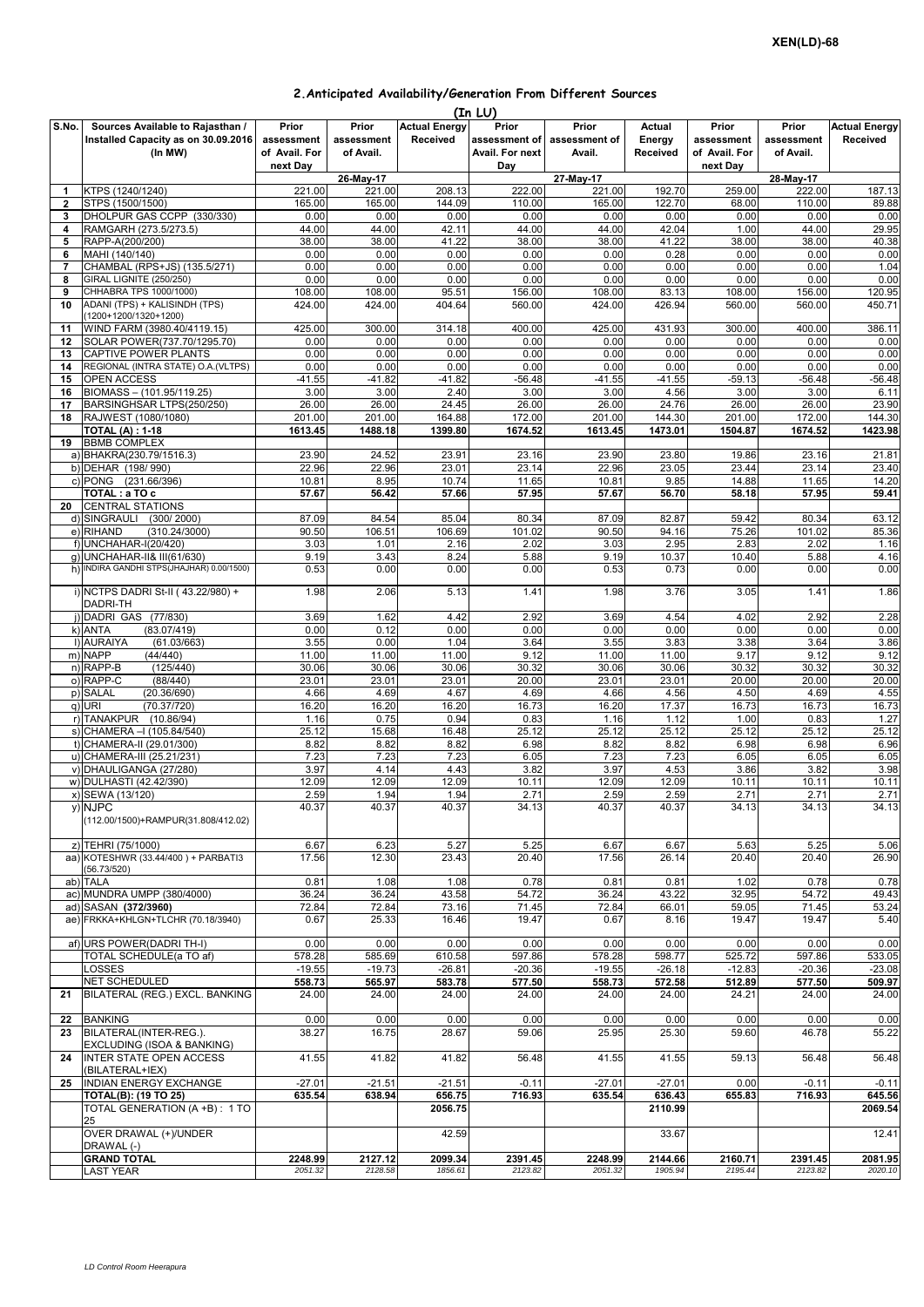XEN(LD)-68

## 2.Anticipated Availability/Generation From Different Sources

(In LU)

| S.No. | Sources Available to Rajasthan / Installed Capacity as on 30.09.2016 (In MW) | Prior assessment of Avail. For next Day | Prior assessment of Avail. | Actual Energy Received | Prior assessment of Avail. For next Day | Prior assessment of Avail. | Actual Energy Received | Prior assessment of Avail. For next Day | Prior assessment of Avail. | Actual Energy Received |
|---|---|---|---|---|---|---|---|---|---|---|
| | | 26-May-17 | | | 27-May-17 | | | 28-May-17 | | |
| 1 | KTPS (1240/1240) | 221.00 | 221.00 | 208.13 | 222.00 | 221.00 | 192.70 | 259.00 | 222.00 | 187.13 |
| 2 | STPS (1500/1500) | 165.00 | 165.00 | 144.09 | 110.00 | 165.00 | 122.70 | 68.00 | 110.00 | 89.88 |
| 3 | DHOLPUR GAS CCPP (330/330) | 0.00 | 0.00 | 0.00 | 0.00 | 0.00 | 0.00 | 0.00 | 0.00 | 0.00 |
| 4 | RAMGARH (273.5/273.5) | 44.00 | 44.00 | 42.11 | 44.00 | 44.00 | 42.04 | 1.00 | 44.00 | 29.95 |
| 5 | RAPP-A(200/200) | 38.00 | 38.00 | 41.22 | 38.00 | 38.00 | 41.22 | 38.00 | 38.00 | 40.38 |
| 6 | MAHI (140/140) | 0.00 | 0.00 | 0.00 | 0.00 | 0.00 | 0.28 | 0.00 | 0.00 | 0.00 |
| 7 | CHAMBAL (RPS+JS) (135.5/271) | 0.00 | 0.00 | 0.00 | 0.00 | 0.00 | 0.00 | 0.00 | 0.00 | 1.04 |
| 8 | GIRAL LIGNITE (250/250) | 0.00 | 0.00 | 0.00 | 0.00 | 0.00 | 0.00 | 0.00 | 0.00 | 0.00 |
| 9 | CHHABRA TPS 1000/1000) | 108.00 | 108.00 | 95.51 | 156.00 | 108.00 | 83.13 | 108.00 | 156.00 | 120.95 |
| 10 | ADANI (TPS) + KALISINDH (TPS) (1200+1200/1320+1200) | 424.00 | 424.00 | 404.64 | 560.00 | 424.00 | 426.94 | 560.00 | 560.00 | 450.71 |
| 11 | WIND FARM (3980.40/4119.15) | 425.00 | 300.00 | 314.18 | 400.00 | 425.00 | 431.93 | 300.00 | 400.00 | 386.11 |
| 12 | SOLAR POWER(737.70/1295.70) | 0.00 | 0.00 | 0.00 | 0.00 | 0.00 | 0.00 | 0.00 | 0.00 | 0.00 |
| 13 | CAPTIVE POWER PLANTS | 0.00 | 0.00 | 0.00 | 0.00 | 0.00 | 0.00 | 0.00 | 0.00 | 0.00 |
| 14 | REGIONAL (INTRA STATE) O.A.(VLTPS) | 0.00 | 0.00 | 0.00 | 0.00 | 0.00 | 0.00 | 0.00 | 0.00 | 0.00 |
| 15 | OPEN ACCESS | -41.55 | -41.82 | -41.82 | -56.48 | -41.55 | -41.55 | -59.13 | -56.48 | -56.48 |
| 16 | BIOMASS – (101.95/119.25) | 3.00 | 3.00 | 2.40 | 3.00 | 3.00 | 4.56 | 3.00 | 3.00 | 6.11 |
| 17 | BARSINGHSAR LTPS(250/250) | 26.00 | 26.00 | 24.45 | 26.00 | 26.00 | 24.76 | 26.00 | 26.00 | 23.90 |
| 18 | RAJWEST (1080/1080) | 201.00 | 201.00 | 164.88 | 172.00 | 201.00 | 144.30 | 201.00 | 172.00 | 144.30 |
| | **TOTAL (A) : 1-18** | **1613.45** | **1488.18** | **1399.80** | **1674.52** | **1613.45** | **1473.01** | **1504.87** | **1674.52** | **1423.98** |
| 19 | BBMB COMPLEX | | | | | | | | | |
| | a) BHAKRA(230.79/1516.3) | 23.90 | 24.52 | 23.91 | 23.16 | 23.90 | 23.80 | 19.86 | 23.16 | 21.81 |
| | b) DEHAR (198/ 990) | 22.96 | 22.96 | 23.01 | 23.14 | 22.96 | 23.05 | 23.44 | 23.14 | 23.40 |
| | c) PONG (231.66/396) | 10.81 | 8.95 | 10.74 | 11.65 | 10.81 | 9.85 | 14.88 | 11.65 | 14.20 |
| | **TOTAL : a TO c** | **57.67** | **56.42** | **57.66** | **57.95** | **57.67** | **56.70** | **58.18** | **57.95** | **59.41** |
| 20 | CENTRAL STATIONS | | | | | | | | | |
| | d) SINGRAULI (300/ 2000) | 87.09 | 84.54 | 85.04 | 80.34 | 87.09 | 82.87 | 59.42 | 80.34 | 63.12 |
| | e) RIHAND (310.24/3000) | 90.50 | 106.51 | 106.69 | 101.02 | 90.50 | 94.16 | 75.26 | 101.02 | 85.36 |
| | f) UNCHAHAR-I(20/420) | 3.03 | 1.01 | 2.16 | 2.02 | 3.03 | 2.95 | 2.83 | 2.02 | 1.16 |
| | g) UNCHAHAR-II& III(61/630) | 9.19 | 3.43 | 8.24 | 5.88 | 9.19 | 10.37 | 10.40 | 5.88 | 4.16 |
| | h) INDIRA GANDHI STPS(JHAJHAR) 0.00/1500) | 0.53 | 0.00 | 0.00 | 0.00 | 0.53 | 0.73 | 0.00 | 0.00 | 0.00 |
| | i) NCTPS DADRI St-II ( 43.22/980) + DADRI-TH | 1.98 | 2.06 | 5.13 | 1.41 | 1.98 | 3.76 | 3.05 | 1.41 | 1.86 |
| | j) DADRI GAS (77/830) | 3.69 | 1.62 | 4.42 | 2.92 | 3.69 | 4.54 | 4.02 | 2.92 | 2.28 |
| | k) ANTA (83.07/419) | 0.00 | 0.12 | 0.00 | 0.00 | 0.00 | 0.00 | 0.00 | 0.00 | 0.00 |
| | l) AURAIYA (61.03/663) | 3.55 | 0.00 | 1.04 | 3.64 | 3.55 | 3.83 | 3.38 | 3.64 | 3.86 |
| | m) NAPP (44/440) | 11.00 | 11.00 | 11.00 | 9.12 | 11.00 | 11.00 | 9.17 | 9.12 | 9.12 |
| | n) RAPP-B (125/440) | 30.06 | 30.06 | 30.06 | 30.32 | 30.06 | 30.06 | 30.32 | 30.32 | 30.32 |
| | o) RAPP-C (88/440) | 23.01 | 23.01 | 23.01 | 20.00 | 23.01 | 23.01 | 20.00 | 20.00 | 20.00 |
| | p) SALAL (20.36/690) | 4.66 | 4.69 | 4.67 | 4.69 | 4.66 | 4.56 | 4.50 | 4.69 | 4.55 |
| | q) URI (70.37/720) | 16.20 | 16.20 | 16.20 | 16.73 | 16.20 | 17.37 | 16.73 | 16.73 | 16.73 |
| | r) TANAKPUR (10.86/94) | 1.16 | 0.75 | 0.94 | 0.83 | 1.16 | 1.12 | 1.00 | 0.83 | 1.27 |
| | s) CHAMERA –I (105.84/540) | 25.12 | 15.68 | 16.48 | 25.12 | 25.12 | 25.12 | 25.12 | 25.12 | 25.12 |
| | t) CHAMERA-II (29.01/300) | 8.82 | 8.82 | 8.82 | 6.98 | 8.82 | 8.82 | 6.98 | 6.98 | 6.96 |
| | u) CHAMERA-III (25.21/231) | 7.23 | 7.23 | 7.23 | 6.05 | 7.23 | 7.23 | 6.05 | 6.05 | 6.05 |
| | v) DHAULIGANGA (27/280) | 3.97 | 4.14 | 4.43 | 3.82 | 3.97 | 4.53 | 3.86 | 3.82 | 3.98 |
| | w) DULHASTI (42.42/390) | 12.09 | 12.09 | 12.09 | 10.11 | 12.09 | 12.09 | 10.11 | 10.11 | 10.11 |
| | x) SEWA (13/120) | 2.59 | 1.94 | 1.94 | 2.71 | 2.59 | 2.59 | 2.71 | 2.71 | 2.71 |
| | y) NJPC (112.00/1500)+RAMPUR(31.808/412.02) | 40.37 | 40.37 | 40.37 | 34.13 | 40.37 | 40.37 | 34.13 | 34.13 | 34.13 |
| | z) TEHRI (75/1000) | 6.67 | 6.23 | 5.27 | 5.25 | 6.67 | 6.67 | 5.63 | 5.25 | 5.06 |
| | aa) KOTESHWR (33.44/400 ) + PARBATI3 (56.73/520) | 17.56 | 12.30 | 23.43 | 20.40 | 17.56 | 26.14 | 20.40 | 20.40 | 26.90 |
| | ab) TALA | 0.81 | 1.08 | 1.08 | 0.78 | 0.81 | 0.81 | 1.02 | 0.78 | 0.78 |
| | ac) MUNDRA UMPP (380/4000) | 36.24 | 36.24 | 43.58 | 54.72 | 36.24 | 43.22 | 32.95 | 54.72 | 49.43 |
| | ad) SASAN **(372/3960)** | 72.84 | 72.84 | 73.16 | 71.45 | 72.84 | 66.01 | 59.05 | 71.45 | 53.24 |
| | ae) FRKKA+KHLGN+TLCHR (70.18/3940) | 0.67 | 25.33 | 16.46 | 19.47 | 0.67 | 8.16 | 19.47 | 19.47 | 5.40 |
| | af) URS POWER(DADRI TH-I) | 0.00 | 0.00 | 0.00 | 0.00 | 0.00 | 0.00 | 0.00 | 0.00 | 0.00 |
| | TOTAL SCHEDULE(a TO af) | 578.28 | 585.69 | 610.58 | 597.86 | 578.28 | 598.77 | 525.72 | 597.86 | 533.05 |
| | LOSSES | -19.55 | -19.73 | -26.81 | -20.36 | -19.55 | -26.18 | -12.83 | -20.36 | -23.08 |
| | NET SCHEDULED | 558.73 | 565.97 | 583.78 | 577.50 | 558.73 | 572.58 | 512.89 | 577.50 | 509.97 |
| 21 | BILATERAL (REG.) EXCL. BANKING | 24.00 | 24.00 | 24.00 | 24.00 | 24.00 | 24.00 | 24.21 | 24.00 | 24.00 |
| 22 | BANKING | 0.00 | 0.00 | 0.00 | 0.00 | 0.00 | 0.00 | 0.00 | 0.00 | 0.00 |
| 23 | BILATERAL(INTER-REG.). EXCLUDING (ISOA & BANKING) | 38.27 | 16.75 | 28.67 | 59.06 | 25.95 | 25.30 | 59.60 | 46.78 | 55.22 |
| 24 | INTER STATE OPEN ACCESS (BILATERAL+IEX) | 41.55 | 41.82 | 41.82 | 56.48 | 41.55 | 41.55 | 59.13 | 56.48 | 56.48 |
| 25 | INDIAN ENERGY EXCHANGE | -27.01 | -21.51 | -21.51 | -0.11 | -27.01 | -27.01 | 0.00 | -0.11 | -0.11 |
| | **TOTAL(B): (19 TO 25)** | **635.54** | **638.94** | **656.75** | **716.93** | **635.54** | **636.43** | **655.83** | **716.93** | **645.56** |
| | TOTAL GENERATION (A +B) : 1 TO 25 | | | **2056.75** | | | **2110.99** | | | **2069.54** |
| | OVER DRAWAL (+)/UNDER DRAWAL (-) | | | 42.59 | | | 33.67 | | | 12.41 |
| | **GRAND TOTAL** | **2248.99** | **2127.12** | **2099.34** | **2391.45** | **2248.99** | **2144.66** | **2160.71** | **2391.45** | **2081.95** |
| | LAST YEAR | *2051.32* | *2128.58* | *1856.61* | *2123.82* | *2051.32* | *1905.94* | *2195.44* | *2123.82* | *2020.10* |

*LD Control Room Heerapura*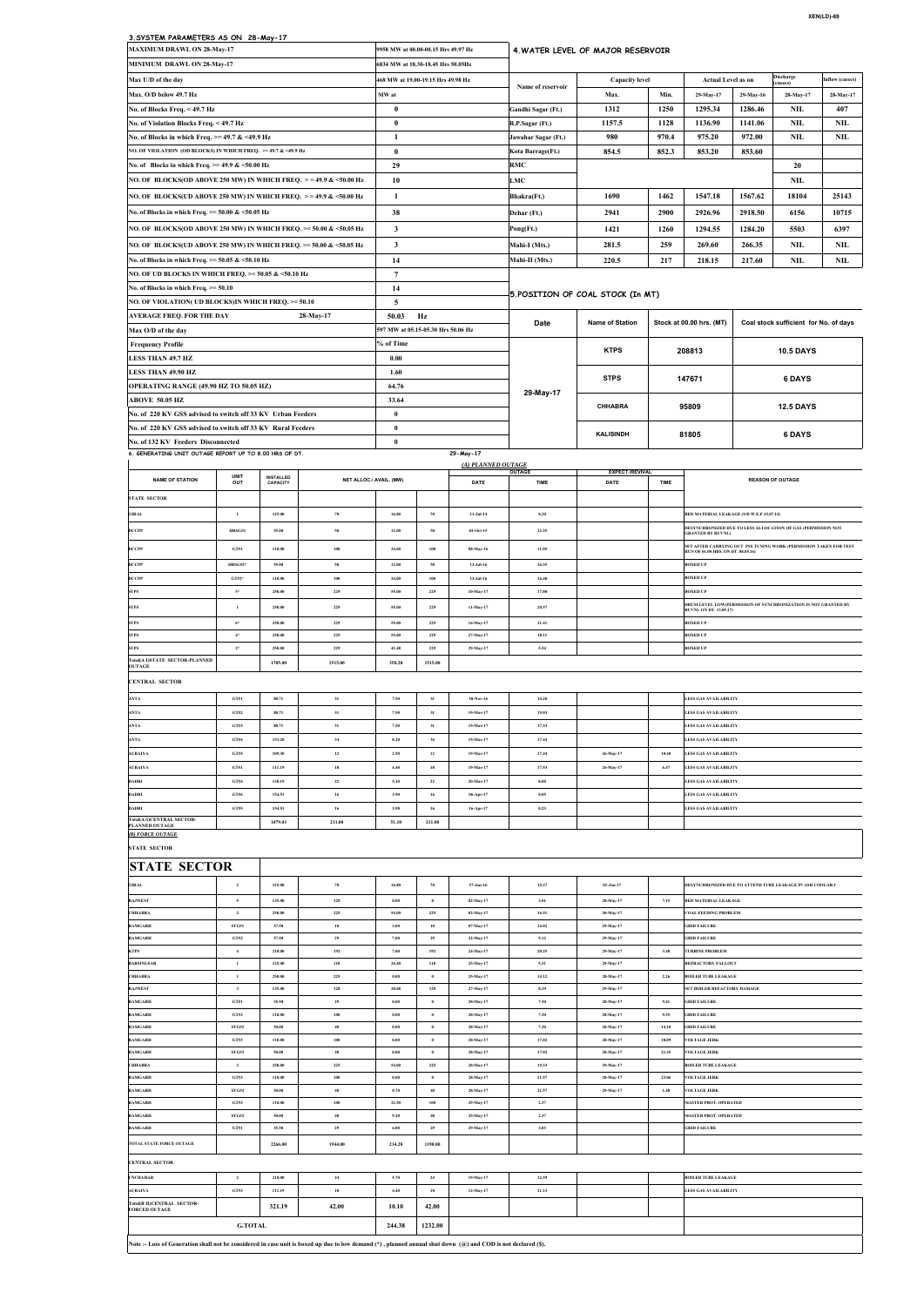XEN(LD)-69

## 3.SYSTEM PARAMETERS AS ON 28-May-17

| | | |
|---|---|---|
| MAXIMUM DRAWL ON 28-May-17 | | 9958 MW at 00.00-00.15 Hrs 49.97 Hz |
| MINIMUM DRAWL ON 28-May-17 | | 6834 MW at 18.30-18.45 Hrs 50.05Hz |
| Max U/D of the day | | 468 MW at 19.00-19.15 Hrs 49.98 Hz |
| Max. O/D below 49.7 Hz | | MW at |
| No. of Blocks Freq. < 49.7 Hz | | 0 |
| No. of Violation Blocks Freq. < 49.7 Hz | | 0 |
| No. of Blocks in which Freq. >= 49.7 & <49.9 Hz | | 1 |
| NO. OF VIOLATION (OD BLOCKS) IN WHICH FREQ. >= 49.7 & <49.9 Hz | | 0 |
| No. of Blocks in which Freq. >= 49.9 & <50.00 Hz | | 29 |
| NO. OF BLOCKS(OD ABOVE 250 MW) IN WHICH FREQ. > = 49.9 & <50.00 Hz | | 10 |
| NO. OF BLOCKS(UD ABOVE 250 MW) IN WHICH FREQ. > = 49.9 & <50.00 Hz | | 1 |
| No. of Blocks in which Freq. >= 50.00 & <50.05 Hz | | 38 |
| NO. OF BLOCKS(OD ABOVE 250 MW) IN WHICH FREQ. >= 50.00 & <50.05 Hz | | 3 |
| NO. OF BLOCKS(UD ABOVE 250 MW) IN WHICH FREQ. >= 50.00 & <50.05 Hz | | 3 |
| No. of Blocks in which Freq. >= 50.05 & <50.10 Hz | | 14 |
| NO. OF UD BLOCKS IN WHICH FREQ. >= 50.05 & <50.10 Hz | | 7 |
| No. of Blocks in which Freq. >= 50.10 | | 14 |
| NO. OF VIOLATION( UD BLOCKS)IN WHICH FREQ. >= 50.10 | | 5 |
| AVERAGE FREQ. FOR THE DAY | 28-May-17 | 50.03 Hz |
| Max O/D of the day | | 597 MW at 05.15-05.30 Hrs 50.06 Hz |
| Frequency Profile | | % of Time |
| LESS THAN 49.7 HZ | | 0.00 |
| LESS THAN 49.90 HZ | | 1.60 |
| OPERATING RANGE (49.90 HZ TO 50.05 HZ) | | 64.76 |
| ABOVE 50.05 HZ | | 33.64 |
| No. of 220 KV GSS advised to switch off 33 KV Urban Feeders | | 0 |
| No. of 220 KV GSS advised to switch off 33 KV Rural Feeders | | 0 |
| No. of 132 KV Feeders Disconnected | | 0 |

## 4.WATER LEVEL OF MAJOR RESERVOIR

| Name of reservoir | Capacity level Max. | Capacity level Min. | Actual Level as on 29-May-17 | Actual Level as on 29-May-16 | Discharge (cusecs) 28-May-17 | Inflow (cusecs) 28-May-17 |
|---|---|---|---|---|---|---|
| Gandhi Sagar (Ft.) | 1312 | 1250 | 1295.34 | 1286.46 | NIL | 407 |
| R.P.Sagar (Ft.) | 1157.5 | 1128 | 1136.90 | 1141.06 | NIL | NIL |
| Jawahar Sagar (Ft.) | 980 | 970.4 | 975.20 | 972.00 | NIL | NIL |
| Kota Barrage(Ft.) | 854.5 | 852.3 | 853.20 | 853.60 | | |
| RMC | | | | | 20 | |
| LMC | | | | | NIL | |
| Bhakra(Ft.) | 1690 | 1462 | 1547.18 | 1567.62 | 18104 | 25143 |
| Dehar (Ft.) | 2941 | 2900 | 2926.96 | 2918.50 | 6156 | 10715 |
| Pong(Ft.) | 1421 | 1260 | 1294.55 | 1284.20 | 5503 | 6397 |
| Mahi-I (Mts.) | 281.5 | 259 | 269.60 | 266.35 | NIL | NIL |
| Mahi-II (Mts.) | 220.5 | 217 | 218.15 | 217.60 | NIL | NIL |

## 5.POSITION OF COAL STOCK (In MT)

| Date | Name of Station | Stock at 00.00 hrs. (MT) | Coal stock sufficient for No. of days |
|---|---|---|---|
| 29-May-17 | KTPS | 208813 | 10.5 DAYS |
| | STPS | 147671 | 6 DAYS |
| | CHHABRA | 95809 | 12.5 DAYS |
| | KALISINDH | 81805 | 6 DAYS |

## 6. GENERATING UNIT OUTAGE REPORT UP TO 8.00 HRS OF DT. 29-May-17

### (A) PLANNED OUTAGE

| NAME OF STATION | UNIT OUT | INSTALLED CAPACITY | NET ALLOC./ AVAIL. (MW) | | | | OUTAGE DATE | OUTAGE TIME | EXPECT./REVIVAL DATE | EXPECT./REVIVAL TIME | REASON OF OUTAGE |
|---|---|---|---|---|---|---|---|---|---|---|---|
| **STATE SECTOR** | | | | | | | | | | | |
| GIRAL | 1 | 125.00 | 70 | 16.80 | 70 | | 11-Jul-14 | 8.20 | | | BED MATERIAL LEAKAGE (S/D W.E.F.15.07.14) |
| DCCPP | HRSG#1 | 55.00 | 50 | 12.00 | 50 | | 03-Oct-15 | 22.35 | | | DESYNCHRONIZED DUE TO LESS ALLOCATION OF GAS (PERMISSION NOT GRANTED BY RUVNL) |
| DCCPP | GT#1 | 110.00 | 100 | 24.00 | 100 | | 08-May-16 | 11.59 | | | NOT AFTER CARRYING OUT PSS TUNING WORK (PERMISSION TAKEN FOR TEST RUN OF 01.08 HRS. ON DT. 08.05.16) |
| DCCPP | HRSG#2* | 55.00 | 50 | 12.00 | 50 | | 13-Jul-16 | 16.35 | | | BOXED UP |
| DCCPP | GT#2* | 110.00 | 100 | 24.00 | 100 | | 13-Jul-16 | 16.48 | | | BOXED UP |
| STPS | 5* | 250.00 | 229 | 55.00 | 229 | | 10-May-17 | 17.08 | | | BOXED UP |
| STPS | 1 | 250.00 | 229 | 55.00 | 229 | | 11-May-17 | 20.57 | | | DRUM LEVEL LOW(PERMISSION OF SYNCHRONIZATION IS NOT GRANTED BY RUVNL ON DT. 13.05.17) |
| STPS | 6* | 250.00 | 229 | 55.00 | 229 | | 16-May-17 | 21.41 | | | BOXED UP |
| STPS | 4* | 250.00 | 229 | 55.00 | 229 | | 27-May-17 | 18.11 | | | BOXED UP |
| STPS | 2* | 250.00 | 229 | 41.48 | 229 | | 29-May-17 | 5.54 | | | BOXED UP |
| Total(A I)STATE SECTOR-PLANNED OUTAGE | | 1705.00 | 1515.00 | 350.28 | 1515.00 | | | | | | |
| **CENTRAL SECTOR** | | | | | | | | | | | |
| ANTA | GT#1 | 88.71 | 31 | 7.50 | 31 | | 18-Nov-16 | 14.28 | | | LESS GAS AVAILABILITY |
| ANTA | GT#2 | 88.71 | 31 | 7.50 | 31 | | 15-Mar-17 | 19.03 | | | LESS GAS AVAILABILITY |
| ANTA | GT#3 | 88.71 | 31 | 7.50 | 31 | | 15-Mar-17 | 17.33 | | | LESS GAS AVAILABILITY |
| ANTA | GT#4 | 153.20 | 34 | 8.20 | 34 | | 15-Mar-17 | 17.44 | | | LESS GAS AVAILABILITY |
| AURAIYA | GT#5 | 109.30 | 12 | 2.90 | 12 | | 19-Mar-17 | 17.44 | 26-May-17 | 18.40 | LESS GAS AVAILABILITY |
| AURAIYA | GT#1 | 111.19 | 18 | 4.40 | 18 | | 19-Mar-17 | 17.53 | 26-May-17 | 6.47 | LESS GAS AVAILABILITY |
| DADRI | GT#4 | 130.19 | 22 | 5.30 | 22 | | 20-Mar-17 | 8.00 | | | LESS GAS AVAILABILITY |
| DADRI | GT#6 | 154.51 | 16 | 3.90 | 16 | | 06-Apr-17 | 0.05 | | | LESS GAS AVAILABILITY |
| DADRI | GT#5 | 154.51 | 16 | 3.90 | 16 | | 16-Apr-17 | 0.23 | | | LESS GAS AVAILABILITY |
| Total(A-I)CENTRAL SECTOR-PLANNED OUTAGE | | 1079.03 | 211.00 | 51.10 | 211.00 | | | | | | |

### (B) FORCE OUTAGE

**STATE SECTOR**

| NAME OF STATION | UNIT OUT | INSTALLED CAPACITY | NET ALLOC./ AVAIL. (MW) | | | OUTAGE DATE | OUTAGE TIME | EXPECT./REVIVAL DATE | EXPECT./REVIVAL TIME | REASON OF OUTAGE |
|---|---|---|---|---|---|---|---|---|---|---|
| **STATE SECTOR** | | | | | | | | | | |
| GIRAL | 2 | 125.00 | 70 | 16.80 | 70 | 27-Jan-16 | 15.27 | 01-Jun-17 | | DESYNCHRONIZED DUE TO ATTEND TUBE LEAKAGE IN ASH COOLAR-I |
| RAJWEST | 5 | 135.00 | 120 | 0.00 | 0 | 02-May-17 | 3.01 | 28-May-17 | 7.15 | BED MATERIAL LEAKAGE |
| CHHABRA | 2 | 250.00 | 225 | 54.00 | 225 | 02-May-17 | 16.51 | 30-May-17 | | COAL FEEDING PROBLEM |
| RAMGARH | STG#1 | 37.50 | 18 | 3.00 | 18 | 07-May-17 | 16.02 | 29-May-17 | | GRID FAILURE |
| RAMGARH | GT#2 | 37.50 | 29 | 7.00 | 29 | 22-May-17 | 9.12 | 29-May-17 | | GRID FAILURE |
| KTPS | 4 | 210.00 | 192 | 7.00 | 192 | 24-May-17 | 20.25 | 29-May-17 | 3.48 | TURBINE PROBLEM |
| BARSINGSAR | 1 | 125.00 | 110 | 26.40 | 110 | 25-May-17 | 5.31 | 29-May-17 | | REFRACTORY FALLOUT |
| CHHABRA | 1 | 250.00 | 225 | 0.00 | 0 | 25-May-17 | 14.12 | 28-May-17 | 2.26 | BOILER TUBE LEAKAGE |
| RAJWEST | 3 | 135.00 | 120 | 28.60 | 120 | 27-May-17 | 8.19 | 29-May-17 | | NUT BOILER REFACTORY DAMAGE |
| RAMGARH | GT#1 | 35.50 | 29 | 0.00 | 0 | 28-May-17 | 7.30 | 28-May-17 | 9.41 | GRID FAILURE |
| RAMGARH | GT#3 | 110.00 | 100 | 0.00 | 0 | 28-May-17 | 7.30 | 28-May-17 | 9.35 | GRID FAILURE |
| RAMGARH | STG#2 | 50.00 | 40 | 0.00 | 0 | 28-May-17 | 7.30 | 28-May-17 | 14.28 | GRID FAILURE |
| RAMGARH | GT#3 | 110.00 | 100 | 0.00 | 0 | 28-May-17 | 17.02 | 28-May-17 | 18.09 | VOLTAGE JERK |
| RAMGARH | STG#2 | 50.00 | 40 | 0.00 | 0 | 28-May-17 | 17.02 | 28-May-17 | 21.35 | VOLTAGE JERK |
| CHHABRA | 3 | 250.00 | 225 | 54.00 | 225 | 28-May-17 | 19.33 | 29-May-17 | | BOILER TUBE LEAKAGE |
| RAMGARH | GT#3 | 110.00 | 100 | 0.00 | 0 | 28-May-17 | 21.57 | 28-May-17 | 23.06 | VOLTAGE JERK |
| RAMGARH | STG#2 | 50.00 | 40 | 0.70 | 40 | 28-May-17 | 21.57 | 29-May-17 | 1.48 | VOLTAGE JERK |
| RAMGARH | GT#3 | 110.00 | 100 | 21.50 | 100 | 29-May-17 | 2.37 | | | MASTER PROT. OPERATED |
| RAMGARH | STG#2 | 50.00 | 40 | 9.20 | 40 | 29-May-17 | 2.37 | | | MASTER PROT. OPERATED |
| RAMGARH | GT#1 | 35.50 | 29 | 6.00 | 29 | 29-May-17 | 3.03 | | | GRID FAILURE |
| TOTAL STATE FORCE OUTAGE | | 2266.00 | 1944.00 | 234.28 | 1198.00 | | | | | |
| **CENTRAL SECTOR** | | | | | | | | | | |
| UNCHAHAR | 2 | 210.00 | 24 | 5.70 | 24 | 19-May-17 | 12.39 | | | BOILER TUBE LEAKAGE |
| AURAIYA | GT#3 | 111.19 | 18 | 4.40 | 18 | 12-May-17 | 21.13 | | | LESS GAS AVAILABILITY |
| Total(B II)CENTRAL SECTOR-FORCED OUTAGE | | 321.19 | 42.00 | 10.10 | 42.00 | | | | | |
| G.TOTAL | | | | 244.38 | 1232.00 | | | | | |

Note :- Loss of Generation shall not be considered in case unit is boxed up due to low demand (*) , planned annual shut down (@) and COD is not declared ($).